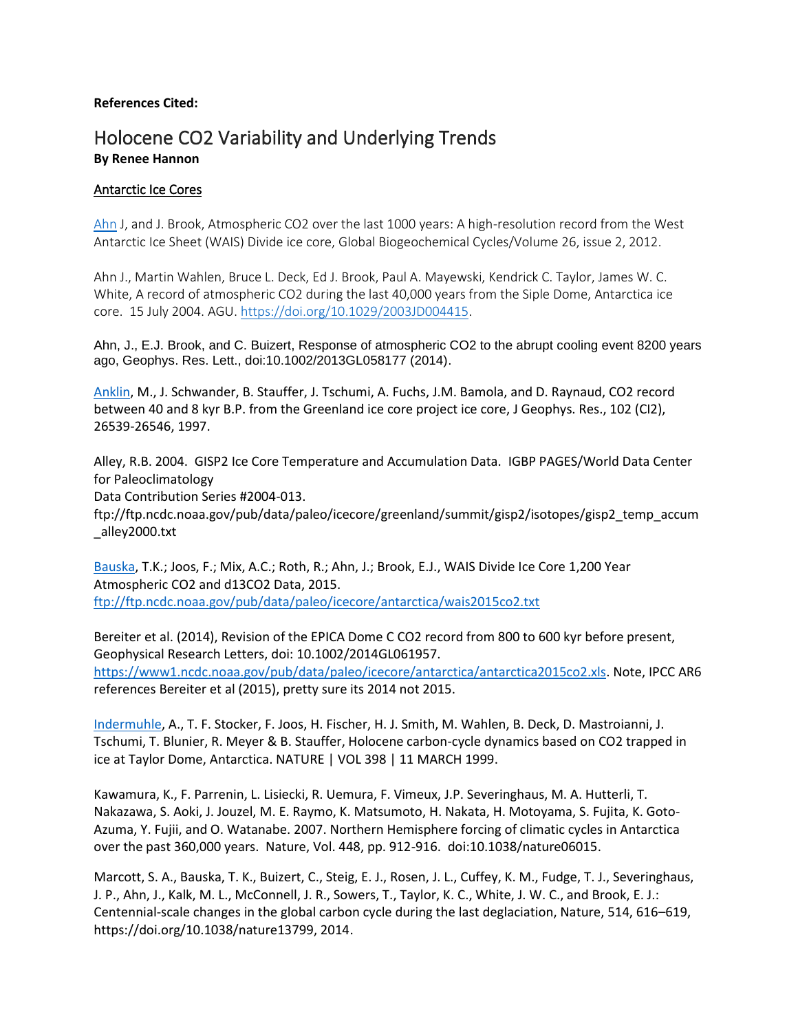**References Cited:**

# Holocene CO2 Variability and Underlying Trends

**By Renee Hannon**

## Antarctic Ice Cores

Ahn J, and J. Brook, Atmospheric CO2 over the last 1000 years: A high-resolution record from the West Antarctic Ice Sheet (WAIS) Divide ice core, Global Biogeochemical Cycles/Volume 26, issue 2, 2012.

Ahn J., Martin Wahlen, Bruce L. Deck, Ed J. Brook, Paul A. Mayewski, Kendrick C. Taylor, James W. C. White, A record of atmospheric CO2 during the last 40,000 years from the Siple Dome, Antarctica ice core. 15 July 2004. AGU. https://doi.org/10.1029/2003JD004415.

Ahn, J., E.J. Brook, and C. Buizert, Response of atmospheric CO2 to the abrupt cooling event 8200 years ago, Geophys. Res. Lett., doi:10.1002/2013GL058177 (2014).

Anklin, M., J. Schwander, B. Stauffer, J. Tschumi, A. Fuchs, J.M. Bamola, and D. Raynaud, CO2 record between 40 and 8 kyr B.P. from the Greenland ice core project ice core, J Geophys. Res., 102 (CI2), 26539-26546, 1997.

Alley, R.B. 2004. GISP2 Ice Core Temperature and Accumulation Data. IGBP PAGES/World Data Center for Paleoclimatology
Data Contribution Series #2004-013.
ftp://ftp.ncdc.noaa.gov/pub/data/paleo/icecore/greenland/summit/gisp2/isotopes/gisp2_temp_accum_alley2000.txt

Bauska, T.K.; Joos, F.; Mix, A.C.; Roth, R.; Ahn, J.; Brook, E.J., WAIS Divide Ice Core 1,200 Year Atmospheric CO2 and d13CO2 Data, 2015.
ftp://ftp.ncdc.noaa.gov/pub/data/paleo/icecore/antarctica/wais2015co2.txt

Bereiter et al. (2014), Revision of the EPICA Dome C CO2 record from 800 to 600 kyr before present, Geophysical Research Letters, doi: 10.1002/2014GL061957.
https://www1.ncdc.noaa.gov/pub/data/paleo/icecore/antarctica/antarctica2015co2.xls. Note, IPCC AR6 references Bereiter et al (2015), pretty sure its 2014 not 2015.

Indermuhle, A., T. F. Stocker, F. Joos, H. Fischer, H. J. Smith, M. Wahlen, B. Deck, D. Mastroianni, J. Tschumi, T. Blunier, R. Meyer & B. Stauffer, Holocene carbon-cycle dynamics based on CO2 trapped in ice at Taylor Dome, Antarctica. NATURE | VOL 398 | 11 MARCH 1999.

Kawamura, K., F. Parrenin, L. Lisiecki, R. Uemura, F. Vimeux, J.P. Severinghaus, M. A. Hutterli, T. Nakazawa, S. Aoki, J. Jouzel, M. E. Raymo, K. Matsumoto, H. Nakata, H. Motoyama, S. Fujita, K. Goto-Azuma, Y. Fujii, and O. Watanabe. 2007. Northern Hemisphere forcing of climatic cycles in Antarctica over the past 360,000 years. Nature, Vol. 448, pp. 912-916. doi:10.1038/nature06015.

Marcott, S. A., Bauska, T. K., Buizert, C., Steig, E. J., Rosen, J. L., Cuffey, K. M., Fudge, T. J., Severinghaus, J. P., Ahn, J., Kalk, M. L., McConnell, J. R., Sowers, T., Taylor, K. C., White, J. W. C., and Brook, E. J.: Centennial-scale changes in the global carbon cycle during the last deglaciation, Nature, 514, 616–619, https://doi.org/10.1038/nature13799, 2014.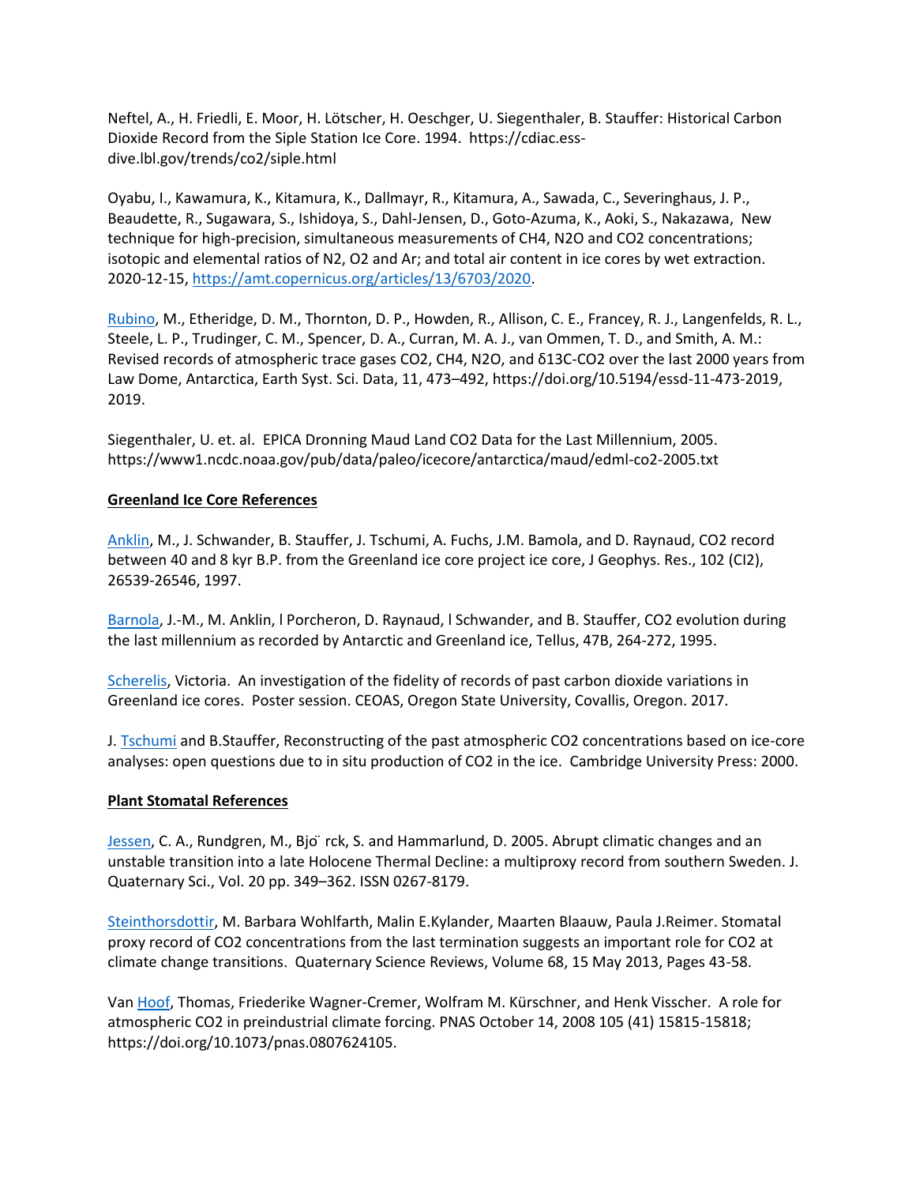Neftel, A., H. Friedli, E. Moor, H. Lötscher, H. Oeschger, U. Siegenthaler, B. Stauffer: Historical Carbon Dioxide Record from the Siple Station Ice Core. 1994. https://cdiac.ess-dive.lbl.gov/trends/co2/siple.html

Oyabu, I., Kawamura, K., Kitamura, K., Dallmayr, R., Kitamura, A., Sawada, C., Severinghaus, J. P., Beaudette, R., Sugawara, S., Ishidoya, S., Dahl-Jensen, D., Goto-Azuma, K., Aoki, S., Nakazawa, New technique for high-precision, simultaneous measurements of $CH_4$, $N_2O$ and $CO_2$ concentrations; isotopic and elemental ratios of $N_2$, $O_2$ and Ar; and total air content in ice cores by wet extraction. 2020-12-15, [https://amt.copernicus.org/articles/13/6703/2020](https://amt.copernicus.org/articles/13/6703/2020).

Rubino, M., Etheridge, D. M., Thornton, D. P., Howden, R., Allison, C. E., Francey, R. J., Langenfelds, R. L., Steele, L. P., Trudinger, C. M., Spencer, D. A., Curran, M. A. J., van Ommen, T. D., and Smith, A. M.: Revised records of atmospheric trace gases $CO_2$, $CH_4$, $N_2O$, and $\delta^{13}C$-$CO_2$ over the last 2000 years from Law Dome, Antarctica, Earth Syst. Sci. Data, 11, 473–492, https://doi.org/10.5194/essd-11-473-2019, 2019.

Siegenthaler, U. et. al. EPICA Dronning Maud Land $CO_2$ Data for the Last Millennium, 2005. https://www1.ncdc.noaa.gov/pub/data/paleo/icecore/antarctica/maud/edml-co2-2005.txt

**Greenland Ice Core References**

Anklin, M., J. Schwander, B. Stauffer, J. Tschumi, A. Fuchs, J.M. Bamola, and D. Raynaud, $CO_2$ record between 40 and 8 kyr B.P. from the Greenland ice core project ice core, J Geophys. Res., 102 (CI2), 26539-26546, 1997.

Barnola, J.-M., M. Anklin, l Porcheron, D. Raynaud, l Schwander, and B. Stauffer, $CO_2$ evolution during the last millennium as recorded by Antarctic and Greenland ice, Tellus, 47B, 264-272, 1995.

Scherelis, Victoria. An investigation of the fidelity of records of past carbon dioxide variations in Greenland ice cores. Poster session. CEOAS, Oregon State University, Covallis, Oregon. 2017.

J. Tschumi and B.Stauffer, Reconstructing of the past atmospheric $CO_2$ concentrations based on ice-core analyses: open questions due to in situ production of $CO_2$ in the ice. Cambridge University Press: 2000.

**Plant Stomatal References**

Jessen, C. A., Rundgren, M., Bjö rck, S. and Hammarlund, D. 2005. Abrupt climatic changes and an unstable transition into a late Holocene Thermal Decline: a multiproxy record from southern Sweden. J. Quaternary Sci., Vol. 20 pp. 349–362. ISSN 0267-8179.

Steinthorsdottir, M. Barbara Wohlfarth, Malin E.Kylander, Maarten Blaauw, Paula J.Reimer. Stomatal proxy record of $CO_2$ concentrations from the last termination suggests an important role for $CO_2$ at climate change transitions. Quaternary Science Reviews, Volume 68, 15 May 2013, Pages 43-58.

Van Hoof, Thomas, Friederike Wagner-Cremer, Wolfram M. Kürschner, and Henk Visscher. A role for atmospheric $CO_2$ in preindustrial climate forcing. PNAS October 14, 2008 105 (41) 15815-15818; https://doi.org/10.1073/pnas.0807624105.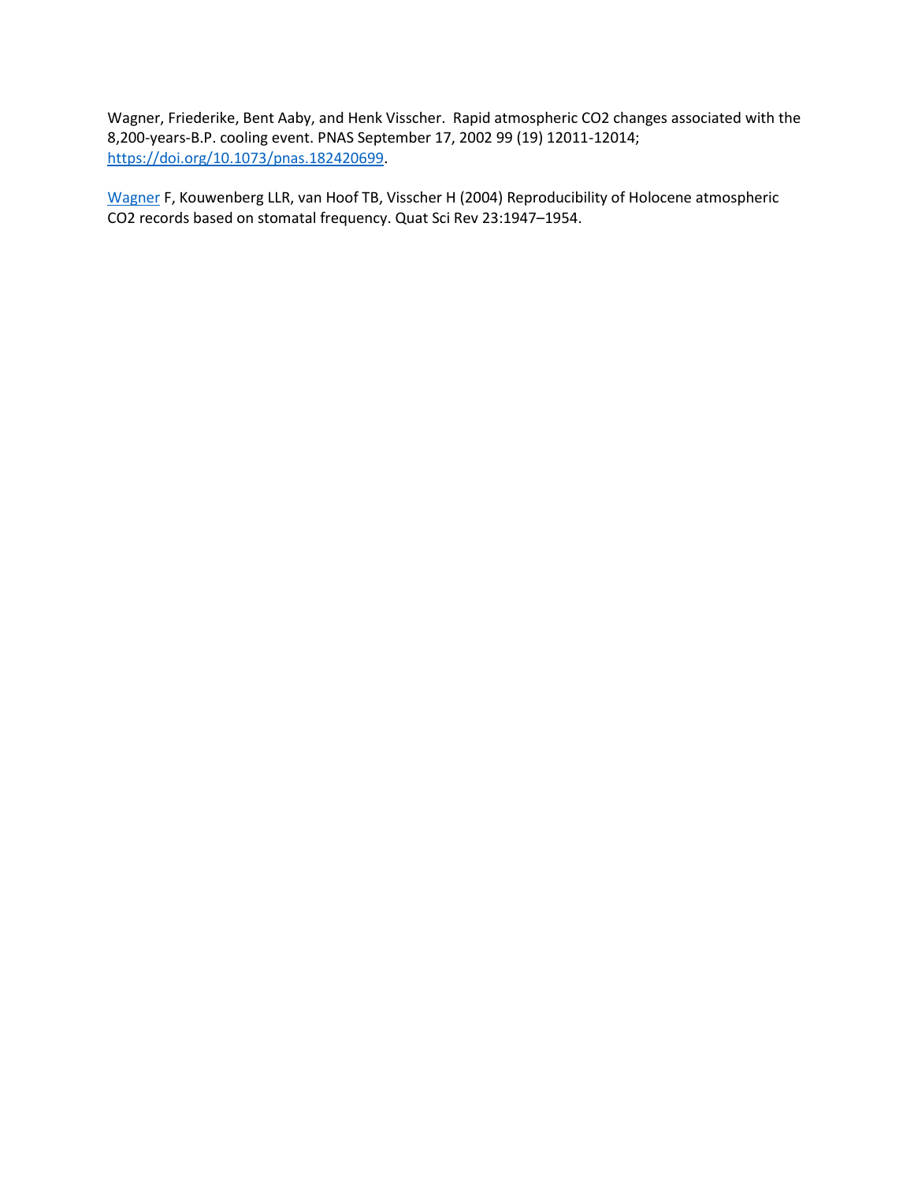Wagner, Friederike, Bent Aaby, and Henk Visscher. Rapid atmospheric $CO_2$ changes associated with the 8,200-years-B.P. cooling event. PNAS September 17, 2002 99 (19) 12011-12014; https://doi.org/10.1073/pnas.182420699.

Wagner F, Kouwenberg LLR, van Hoof TB, Visscher H (2004) Reproducibility of Holocene atmospheric $CO_2$ records based on stomatal frequency. Quat Sci Rev 23:1947–1954.